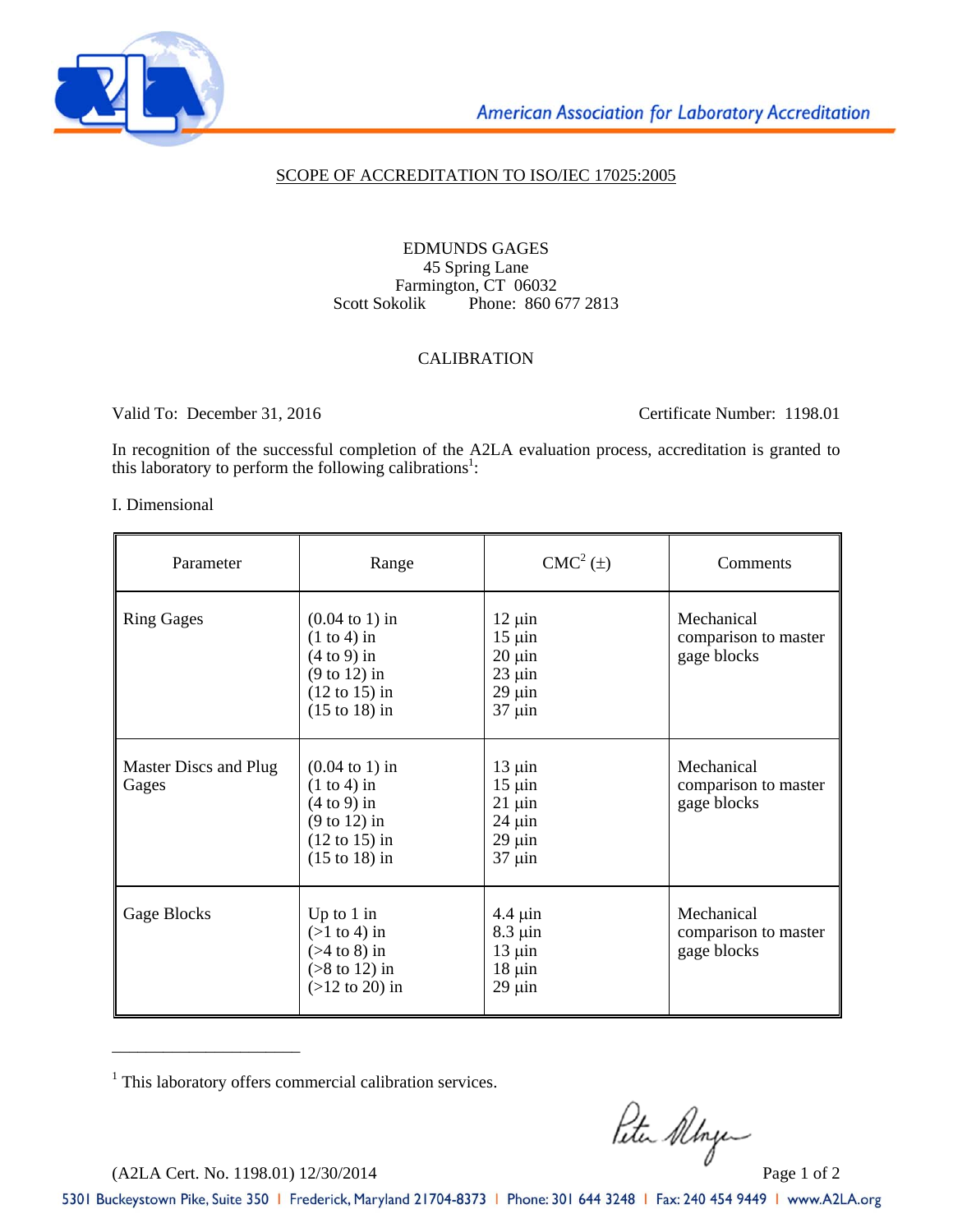American Association for Laboratory Accreditation

# SCOPE OF ACCREDITATION TO ISO/IEC 17025:2005

EDMUNDS GAGES
45 Spring Lane
Farmington, CT 06032
Scott Sokolik Phone: 860 677 2813

## CALIBRATION

Valid To: December 31, 2016 Certificate Number: 1198.01

In recognition of the successful completion of the A2LA evaluation process, accreditation is granted to this laboratory to perform the following calibrations[1]:

I. Dimensional

| Parameter | Range | CMC[2] (±) | Comments |
|---|---|---|---|
| Ring Gages | (0.04 to 1) in<br>(1 to 4) in<br>(4 to 9) in<br>(9 to 12) in<br>(12 to 15) in<br>(15 to 18) in | 12 µin<br>15 µin<br>20 µin<br>23 µin<br>29 µin<br>37 µin | Mechanical comparison to master gage blocks |
| Master Discs and Plug Gages | (0.04 to 1) in<br>(1 to 4) in<br>(4 to 9) in<br>(9 to 12) in<br>(12 to 15) in<br>(15 to 18) in | 13 µin<br>15 µin<br>21 µin<br>24 µin<br>29 µin<br>37 µin | Mechanical comparison to master gage blocks |
| Gage Blocks | Up to 1 in<br>(>1 to 4) in<br>(>4 to 8) in<br>(>8 to 12) in<br>(>12 to 20) in | 4.4 µin<br>8.3 µin<br>13 µin<br>18 µin<br>29 µin | Mechanical comparison to master gage blocks |

---

[1] This laboratory offers commercial calibration services.

(A2LA Cert. No. 1198.01) 12/30/2014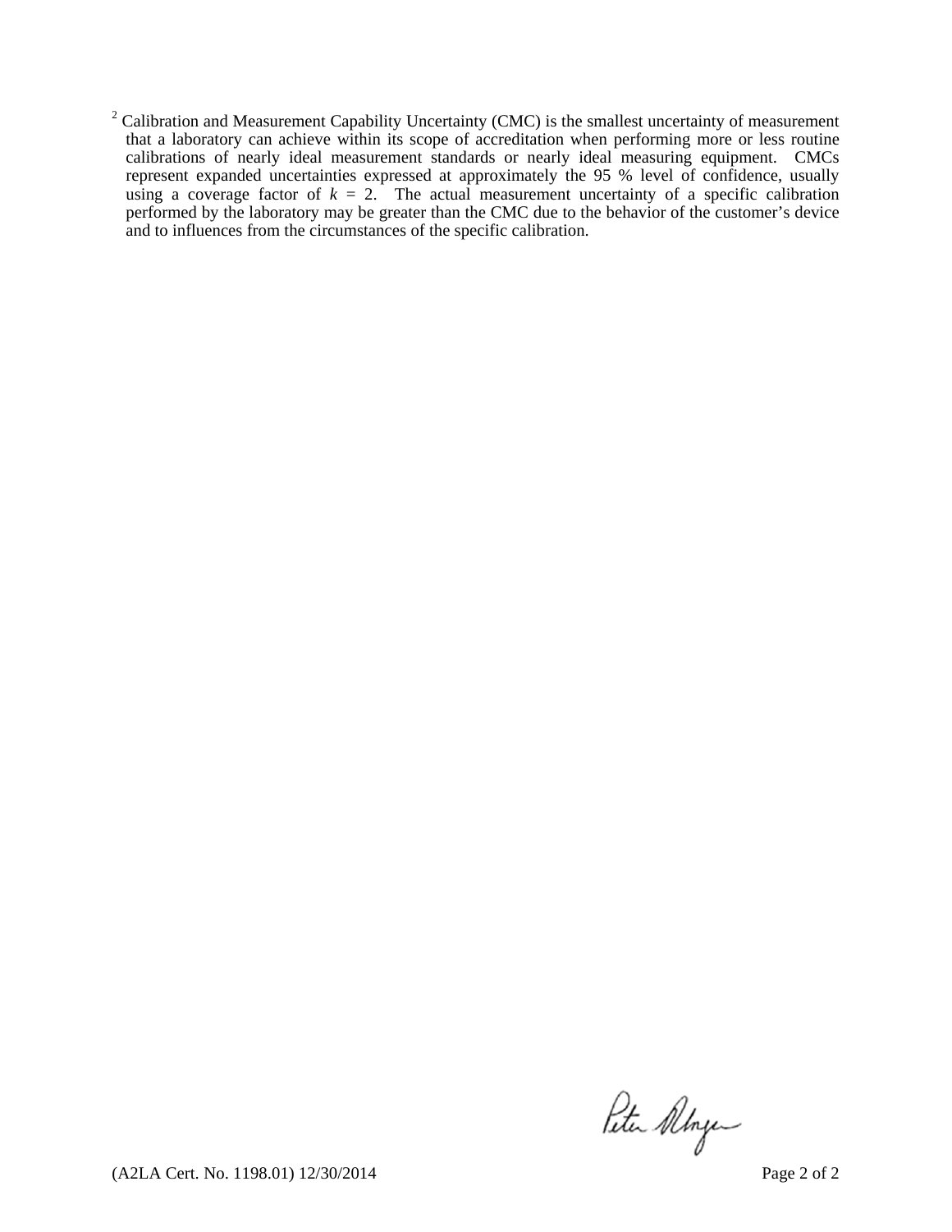[2] Calibration and Measurement Capability Uncertainty (CMC) is the smallest uncertainty of measurement that a laboratory can achieve within its scope of accreditation when performing more or less routine calibrations of nearly ideal measurement standards or nearly ideal measuring equipment. CMCs represent expanded uncertainties expressed at approximately the 95 % level of confidence, usually using a coverage factor of $k = 2$. The actual measurement uncertainty of a specific calibration performed by the laboratory may be greater than the CMC due to the behavior of the customer's device and to influences from the circumstances of the specific calibration.

(A2LA Cert. No. 1198.01) 12/30/2014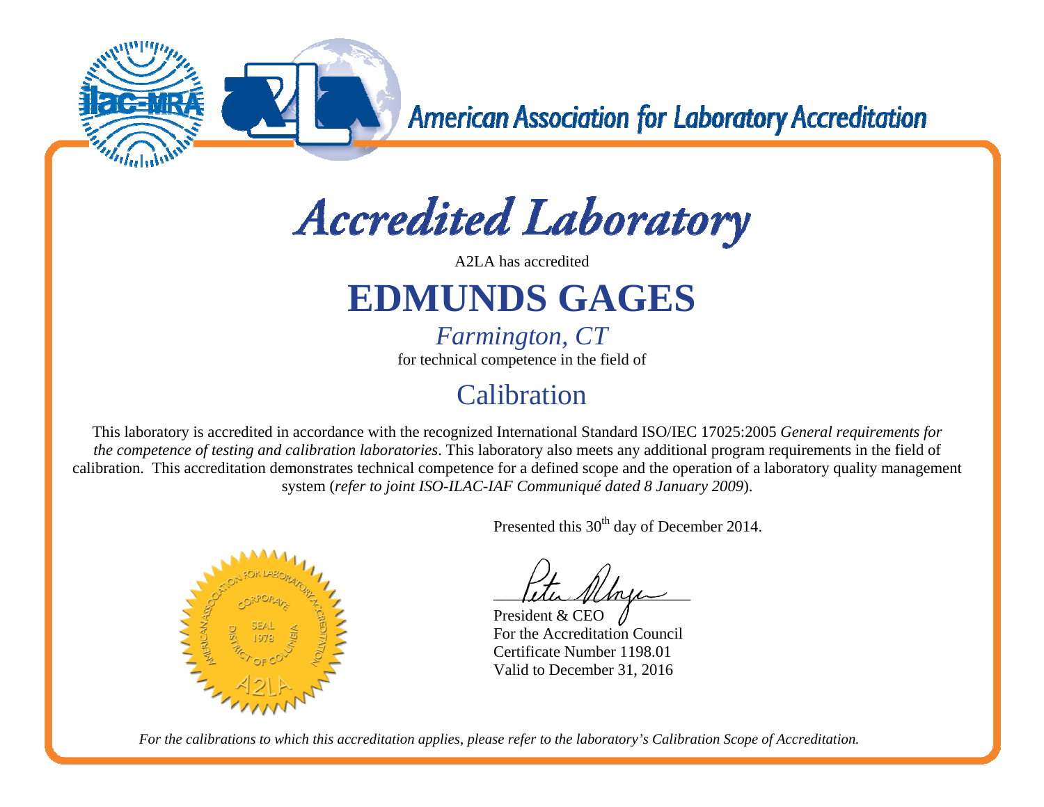American Association for Laboratory Accreditation

# *Accredited Laboratory*

A2LA has accredited

## EDMUNDS GAGES

*Farmington, CT*

for technical competence in the field of

## Calibration

This laboratory is accredited in accordance with the recognized International Standard ISO/IEC 17025:2005 *General requirements for the competence of testing and calibration laboratories*. This laboratory also meets any additional program requirements in the field of calibration. This accreditation demonstrates technical competence for a defined scope and the operation of a laboratory quality management system (*refer to joint ISO-ILAC-IAF Communiqué dated 8 January 2009*).

Presented this 30th day of December 2014.

President & CEO
For the Accreditation Council
Certificate Number 1198.01
Valid to December 31, 2016

*For the calibrations to which this accreditation applies, please refer to the laboratory's Calibration Scope of Accreditation.*